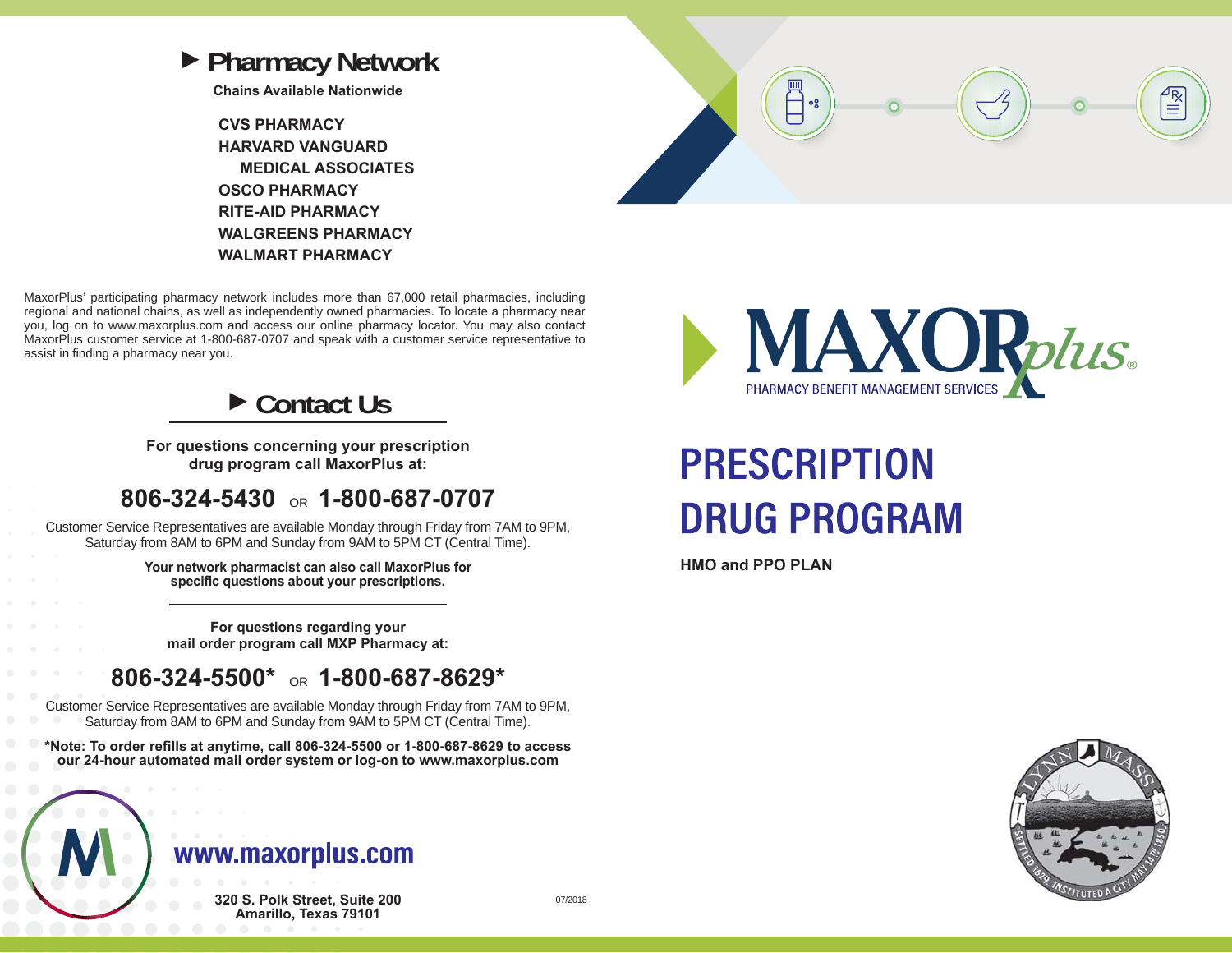## Pharmacy Network

**Chains Available Nationwide**

**CVS PHARMACY**
**HARVARD VANGUARD MEDICAL ASSOCIATES**
**OSCO PHARMACY**
**RITE-AID PHARMACY**
**WALGREENS PHARMACY**
**WALMART PHARMACY**

MaxorPlus' participating pharmacy network includes more than 67,000 retail pharmacies, including regional and national chains, as well as independently owned pharmacies. To locate a pharmacy near you, log on to www.maxorplus.com and access our online pharmacy locator. You may also contact MaxorPlus customer service at 1-800-687-0707 and speak with a customer service representative to assist in finding a pharmacy near you.

## Contact Us

**For questions concerning your prescription drug program call MaxorPlus at:**

**806-324-5430** OR **1-800-687-0707**

Customer Service Representatives are available Monday through Friday from 7AM to 9PM, Saturday from 8AM to 6PM and Sunday from 9AM to 5PM CT (Central Time).

**Your network pharmacist can also call MaxorPlus for specific questions about your prescriptions.**

**For questions regarding your mail order program call MXP Pharmacy at:**

**806-324-5500*** OR **1-800-687-8629***

Customer Service Representatives are available Monday through Friday from 7AM to 9PM, Saturday from 8AM to 6PM and Sunday from 9AM to 5PM CT (Central Time).

**\*Note: To order refills at anytime, call 806-324-5500 or 1-800-687-8629 to access our 24-hour automated mail order system or log-on to www.maxorplus.com**

**www.maxorplus.com**

**320 S. Polk Street, Suite 200**
**Amarillo, Texas 79101**

07/2018

# MAXORplus

PHARMACY BENEFIT MANAGEMENT SERVICES

# PRESCRIPTION DRUG PROGRAM

**HMO and PPO PLAN**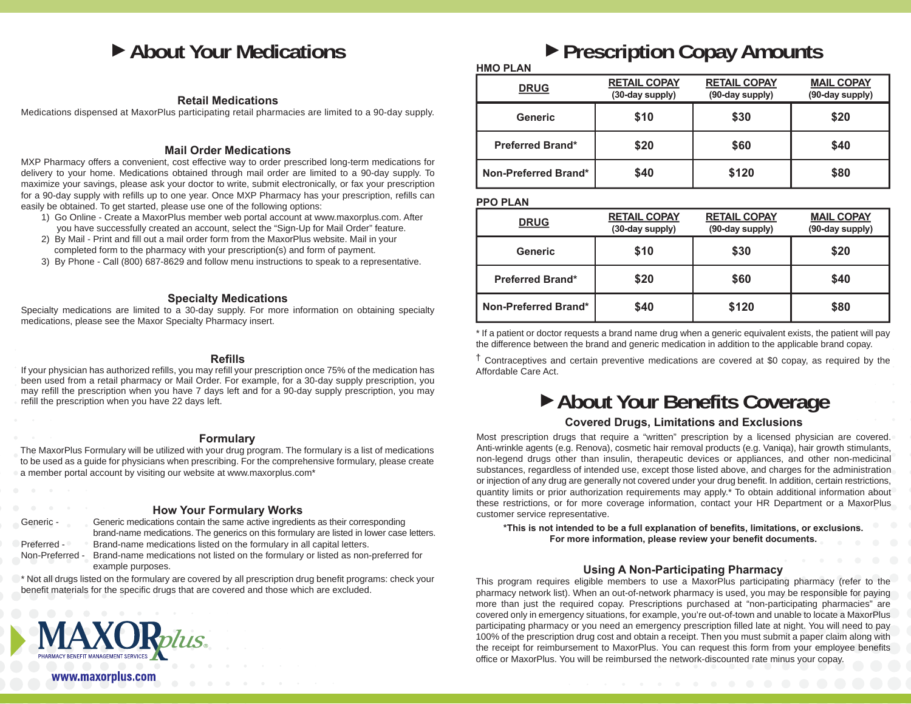# About Your Medications

### Retail Medications

Medications dispensed at MaxorPlus participating retail pharmacies are limited to a 90-day supply.

### Mail Order Medications

MXP Pharmacy offers a convenient, cost effective way to order prescribed long-term medications for delivery to your home. Medications obtained through mail order are limited to a 90-day supply. To maximize your savings, please ask your doctor to write, submit electronically, or fax your prescription for a 90-day supply with refills up to one year. Once MXP Pharmacy has your prescription, refills can easily be obtained. To get started, please use one of the following options:

1. Go Online - Create a MaxorPlus member web portal account at www.maxorplus.com. After you have successfully created an account, select the "Sign-Up for Mail Order" feature.
2. By Mail - Print and fill out a mail order form from the MaxorPlus website. Mail in your completed form to the pharmacy with your prescription(s) and form of payment.
3. By Phone - Call (800) 687-8629 and follow menu instructions to speak to a representative.

### Specialty Medications

Specialty medications are limited to a 30-day supply. For more information on obtaining specialty medications, please see the Maxor Specialty Pharmacy insert.

### Refills

If your physician has authorized refills, you may refill your prescription once 75% of the medication has been used from a retail pharmacy or Mail Order. For example, for a 30-day supply prescription, you may refill the prescription when you have 7 days left and for a 90-day supply prescription, you may refill the prescription when you have 22 days left.

### Formulary

The MaxorPlus Formulary will be utilized with your drug program. The formulary is a list of medications to be used as a guide for physicians when prescribing. For the comprehensive formulary, please create a member portal account by visiting our website at www.maxorplus.com*

### How Your Formulary Works

Generic - Generic medications contain the same active ingredients as their corresponding brand-name medications. The generics on this formulary are listed in lower case letters.

Preferred - Brand-name medications listed on the formulary in all capital letters.

Non-Preferred - Brand-name medications not listed on the formulary or listed as non-preferred for example purposes.

* Not all drugs listed on the formulary are covered by all prescription drug benefit programs: check your benefit materials for the specific drugs that are covered and those which are excluded.

MAXORplus
PHARMACY BENEFIT MANAGEMENT SERVICES
www.maxorplus.com

# Prescription Copay Amounts

**HMO PLAN**

| DRUG | RETAIL COPAY (30-day supply) | RETAIL COPAY (90-day supply) | MAIL COPAY (90-day supply) |
|---|---|---|---|
| Generic | $10 | $30 | $20 |
| Preferred Brand* | $20 | $60 | $40 |
| Non-Preferred Brand* | $40 | $120 | $80 |

**PPO PLAN**

| DRUG | RETAIL COPAY (30-day supply) | RETAIL COPAY (90-day supply) | MAIL COPAY (90-day supply) |
|---|---|---|---|
| Generic | $10 | $30 | $20 |
| Preferred Brand* | $20 | $60 | $40 |
| Non-Preferred Brand* | $40 | $120 | $80 |

* If a patient or doctor requests a brand name drug when a generic equivalent exists, the patient will pay the difference between the brand and generic medication in addition to the applicable brand copay.

† Contraceptives and certain preventive medications are covered at $0 copay, as required by the Affordable Care Act.

# About Your Benefits Coverage

### Covered Drugs, Limitations and Exclusions

Most prescription drugs that require a "written" prescription by a licensed physician are covered. Anti-wrinkle agents (e.g. Renova), cosmetic hair removal products (e.g. Vaniqa), hair growth stimulants, non-legend drugs other than insulin, therapeutic devices or appliances, and other non-medicinal substances, regardless of intended use, except those listed above, and charges for the administration or injection of any drug are generally not covered under your drug benefit. In addition, certain restrictions, quantity limits or prior authorization requirements may apply.* To obtain additional information about these restrictions, or for more coverage information, contact your HR Department or a MaxorPlus customer service representative.

**\*This is not intended to be a full explanation of benefits, limitations, or exclusions. For more information, please review your benefit documents.**

### Using A Non-Participating Pharmacy

This program requires eligible members to use a MaxorPlus participating pharmacy (refer to the pharmacy network list). When an out-of-network pharmacy is used, you may be responsible for paying more than just the required copay. Prescriptions purchased at "non-participating pharmacies" are covered only in emergency situations, for example, you're out-of-town and unable to locate a MaxorPlus participating pharmacy or you need an emergency prescription filled late at night. You will need to pay 100% of the prescription drug cost and obtain a receipt. Then you must submit a paper claim along with the receipt for reimbursement to MaxorPlus. You can request this form from your employee benefits office or MaxorPlus. You will be reimbursed the network-discounted rate minus your copay.